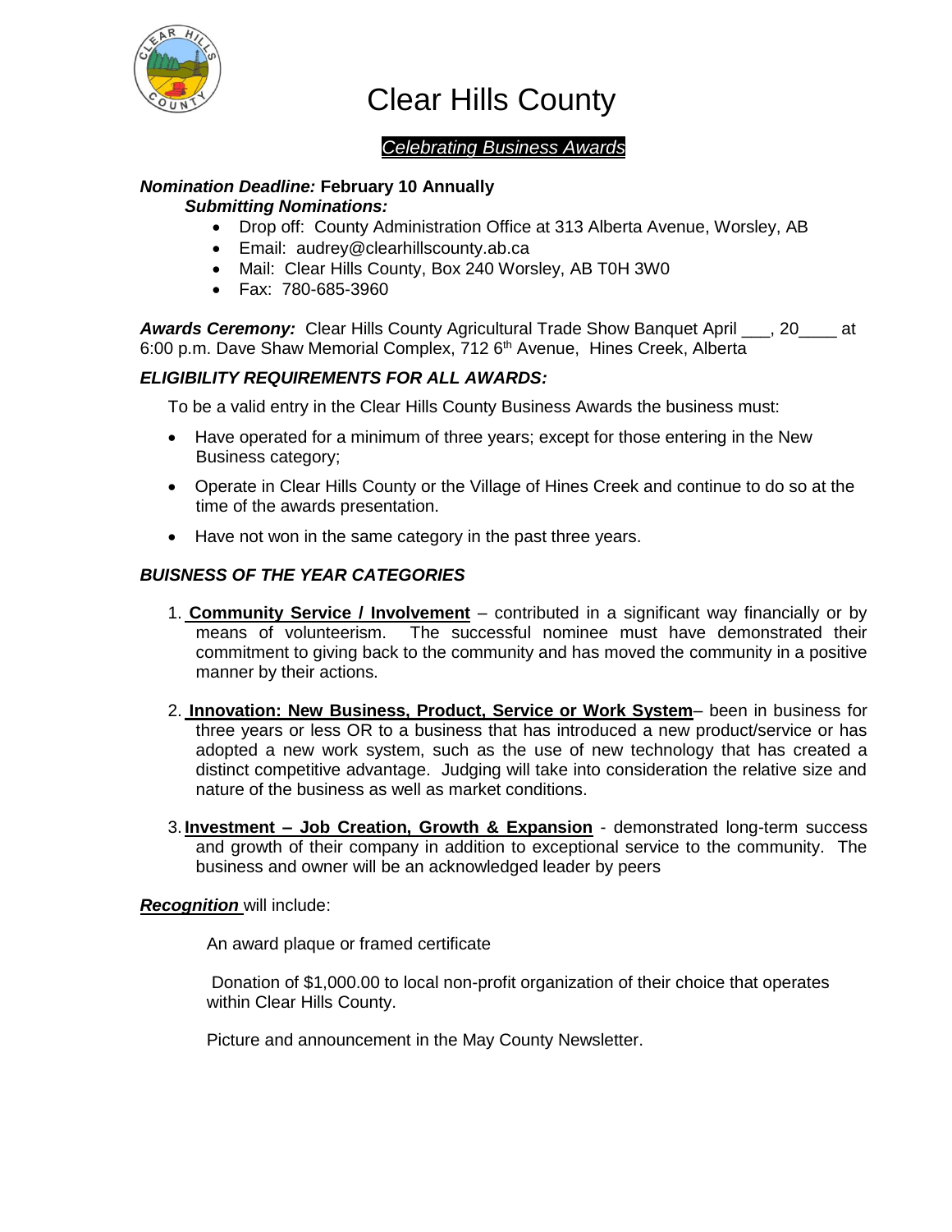# Clear Hills County

## *Celebrating Business Awards*

***Nomination Deadline:*** **February 10 Annually**

***Submitting Nominations:***

- Drop off: County Administration Office at 313 Alberta Avenue, Worsley, AB
- Email: audrey@clearhillscounty.ab.ca
- Mail: Clear Hills County, Box 240 Worsley, AB T0H 3W0
- Fax: 780-685-3960

***Awards Ceremony:*** Clear Hills County Agricultural Trade Show Banquet April ___, 20____ at 6:00 p.m. Dave Shaw Memorial Complex, 712 6th Avenue, Hines Creek, Alberta

### *ELIGIBILITY REQUIREMENTS FOR ALL AWARDS:*

To be a valid entry in the Clear Hills County Business Awards the business must:

- Have operated for a minimum of three years; except for those entering in the New Business category;
- Operate in Clear Hills County or the Village of Hines Creek and continue to do so at the time of the awards presentation.
- Have not won in the same category in the past three years.

### *BUISNESS OF THE YEAR CATEGORIES*

1. **Community Service / Involvement** – contributed in a significant way financially or by means of volunteerism. The successful nominee must have demonstrated their commitment to giving back to the community and has moved the community in a positive manner by their actions.

2. **Innovation: New Business, Product, Service or Work System**– been in business for three years or less OR to a business that has introduced a new product/service or has adopted a new work system, such as the use of new technology that has created a distinct competitive advantage. Judging will take into consideration the relative size and nature of the business as well as market conditions.

3. **Investment – Job Creation, Growth & Expansion** - demonstrated long-term success and growth of their company in addition to exceptional service to the community. The business and owner will be an acknowledged leader by peers

***Recognition*** will include:

An award plaque or framed certificate

Donation of $1,000.00 to local non-profit organization of their choice that operates within Clear Hills County.

Picture and announcement in the May County Newsletter.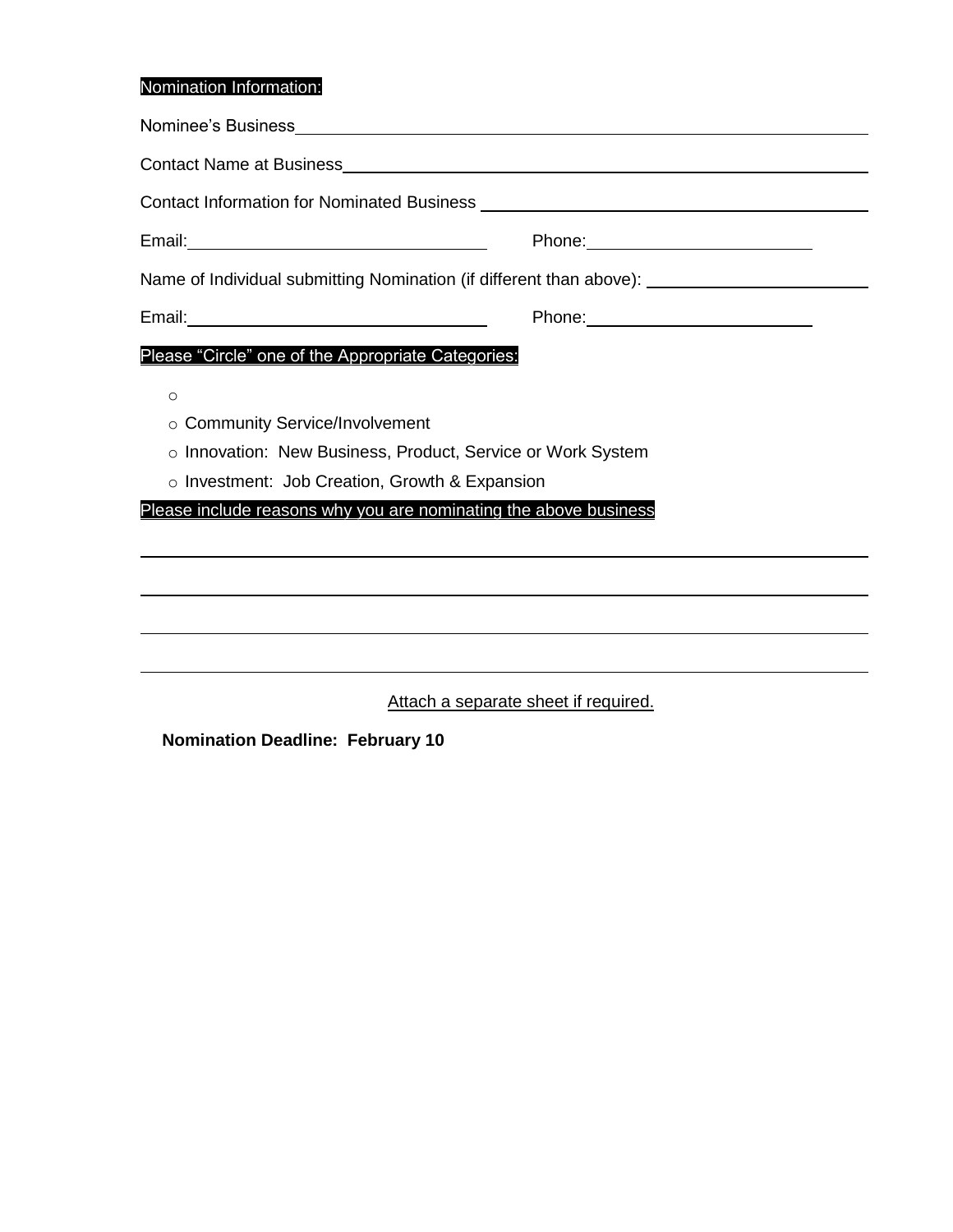Nomination Information:

Nominee's Business \_\_\_\_\_\_\_\_\_\_\_\_\_\_\_\_\_\_\_\_\_\_\_\_\_\_\_\_\_\_\_\_\_\_\_\_\_\_\_\_\_\_\_\_

Contact Name at Business \_\_\_\_\_\_\_\_\_\_\_\_\_\_\_\_\_\_\_\_\_\_\_\_\_\_\_\_\_\_\_\_\_\_\_\_\_\_\_\_

Contact Information for Nominated Business \_\_\_\_\_\_\_\_\_\_\_\_\_\_\_\_\_\_\_\_\_\_\_\_\_\_\_\_\_\_

Email: \_\_\_\_\_\_\_\_\_\_\_\_\_\_\_\_\_\_\_\_\_\_\_\_ Phone: \_\_\_\_\_\_\_\_\_\_\_\_\_\_\_\_\_\_\_\_

Name of Individual submitting Nomination (if different than above): \_\_\_\_\_\_\_\_\_\_\_\_\_\_\_\_\_\_\_\_

Email: \_\_\_\_\_\_\_\_\_\_\_\_\_\_\_\_\_\_\_\_\_\_\_\_ Phone: \_\_\_\_\_\_\_\_\_\_\_\_\_\_\_\_\_\_\_\_

Please "Circle" one of the Appropriate Categories:

- 
- Community Service/Involvement
- Innovation: New Business, Product, Service or Work System
- Investment: Job Creation, Growth & Expansion

Please include reasons why you are nominating the above business

\_\_\_\_\_\_\_\_\_\_\_\_\_\_\_\_\_\_\_\_\_\_\_\_\_\_\_\_\_\_\_\_\_\_\_\_\_\_\_\_\_\_\_\_\_\_\_\_\_\_\_\_\_\_\_\_\_\_\_\_\_\_\_\_

\_\_\_\_\_\_\_\_\_\_\_\_\_\_\_\_\_\_\_\_\_\_\_\_\_\_\_\_\_\_\_\_\_\_\_\_\_\_\_\_\_\_\_\_\_\_\_\_\_\_\_\_\_\_\_\_\_\_\_\_\_\_\_\_

\_\_\_\_\_\_\_\_\_\_\_\_\_\_\_\_\_\_\_\_\_\_\_\_\_\_\_\_\_\_\_\_\_\_\_\_\_\_\_\_\_\_\_\_\_\_\_\_\_\_\_\_\_\_\_\_\_\_\_\_\_\_\_\_

\_\_\_\_\_\_\_\_\_\_\_\_\_\_\_\_\_\_\_\_\_\_\_\_\_\_\_\_\_\_\_\_\_\_\_\_\_\_\_\_\_\_\_\_\_\_\_\_\_\_\_\_\_\_\_\_\_\_\_\_\_\_\_\_

Attach a separate sheet if required.

**Nomination Deadline: February 10**